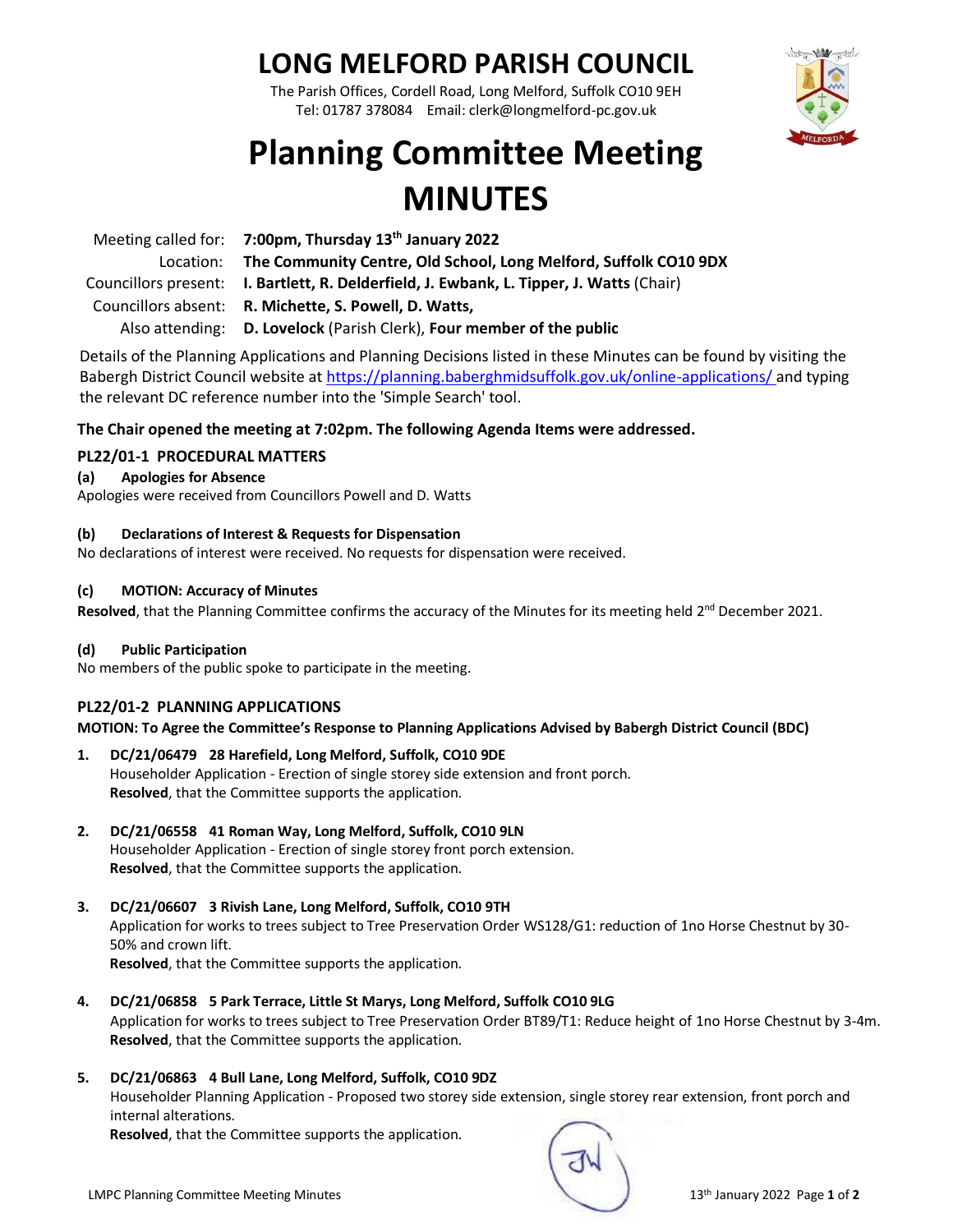# LONG MELFORD PARISH COUNCIL

The Parish Offices, Cordell Road, Long Melford, Suffolk CO10 9EH
Tel: 01787 378084 Email: clerk@longmelford-pc.gov.uk

# Planning Committee Meeting MINUTES

| | |
|---|---|
| Meeting called for: | **7:00pm, Thursday 13th January 2022** |
| Location: | **The Community Centre, Old School, Long Melford, Suffolk CO10 9DX** |
| Councillors present: | **I. Bartlett, R. Delderfield, J. Ewbank, L. Tipper, J. Watts** (Chair) |
| Councillors absent: | **R. Michette, S. Powell, D. Watts,** |
| Also attending: | **D. Lovelock** (Parish Clerk), **Four member of the public** |

Details of the Planning Applications and Planning Decisions listed in these Minutes can be found by visiting the Babergh District Council website at https://planning.baberghmidsuffolk.gov.uk/online-applications/ and typing the relevant DC reference number into the 'Simple Search' tool.

**The Chair opened the meeting at 7:02pm. The following Agenda Items were addressed.**

### PL22/01-1 PROCEDURAL MATTERS

**(a) Apologies for Absence**

Apologies were received from Councillors Powell and D. Watts

**(b) Declarations of Interest & Requests for Dispensation**

No declarations of interest were received. No requests for dispensation were received.

**(c) MOTION: Accuracy of Minutes**

**Resolved**, that the Planning Committee confirms the accuracy of the Minutes for its meeting held 2nd December 2021.

**(d) Public Participation**

No members of the public spoke to participate in the meeting.

### PL22/01-2 PLANNING APPLICATIONS

**MOTION: To Agree the Committee's Response to Planning Applications Advised by Babergh District Council (BDC)**

1. **DC/21/06479 28 Harefield, Long Melford, Suffolk, CO10 9DE**
   Householder Application - Erection of single storey side extension and front porch.
   **Resolved**, that the Committee supports the application.

2. **DC/21/06558 41 Roman Way, Long Melford, Suffolk, CO10 9LN**
   Householder Application - Erection of single storey front porch extension.
   **Resolved**, that the Committee supports the application.

3. **DC/21/06607 3 Rivish Lane, Long Melford, Suffolk, CO10 9TH**
   Application for works to trees subject to Tree Preservation Order WS128/G1: reduction of 1no Horse Chestnut by 30-50% and crown lift.
   **Resolved**, that the Committee supports the application.

4. **DC/21/06858 5 Park Terrace, Little St Marys, Long Melford, Suffolk CO10 9LG**
   Application for works to trees subject to Tree Preservation Order BT89/T1: Reduce height of 1no Horse Chestnut by 3-4m.
   **Resolved**, that the Committee supports the application.

5. **DC/21/06863 4 Bull Lane, Long Melford, Suffolk, CO10 9DZ**
   Householder Planning Application - Proposed two storey side extension, single storey rear extension, front porch and internal alterations.
   **Resolved**, that the Committee supports the application.

JW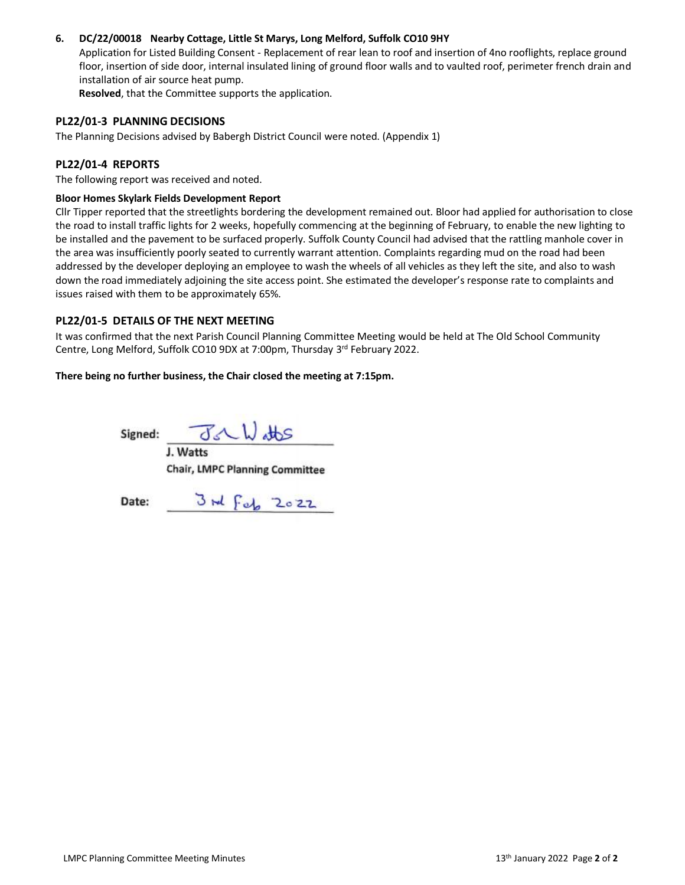6. **DC/22/00018 Nearby Cottage, Little St Marys, Long Melford, Suffolk CO10 9HY**
   Application for Listed Building Consent - Replacement of rear lean to roof and insertion of 4no rooflights, replace ground floor, insertion of side door, internal insulated lining of ground floor walls and to vaulted roof, perimeter french drain and installation of air source heat pump.
   **Resolved**, that the Committee supports the application.

## PL22/01-3 PLANNING DECISIONS

The Planning Decisions advised by Babergh District Council were noted. (Appendix 1)

## PL22/01-4 REPORTS

The following report was received and noted.

**Bloor Homes Skylark Fields Development Report**

Cllr Tipper reported that the streetlights bordering the development remained out. Bloor had applied for authorisation to close the road to install traffic lights for 2 weeks, hopefully commencing at the beginning of February, to enable the new lighting to be installed and the pavement to be surfaced properly. Suffolk County Council had advised that the rattling manhole cover in the area was insufficiently poorly seated to currently warrant attention. Complaints regarding mud on the road had been addressed by the developer deploying an employee to wash the wheels of all vehicles as they left the site, and also to wash down the road immediately adjoining the site access point. She estimated the developer's response rate to complaints and issues raised with them to be approximately 65%.

## PL22/01-5 DETAILS OF THE NEXT MEETING

It was confirmed that the next Parish Council Planning Committee Meeting would be held at The Old School Community Centre, Long Melford, Suffolk CO10 9DX at 7:00pm, Thursday 3rd February 2022.

**There being no further business, the Chair closed the meeting at 7:15pm.**

Signed: J. Watts
J. Watts
Chair, LMPC Planning Committee

Date: 3rd Feb 2022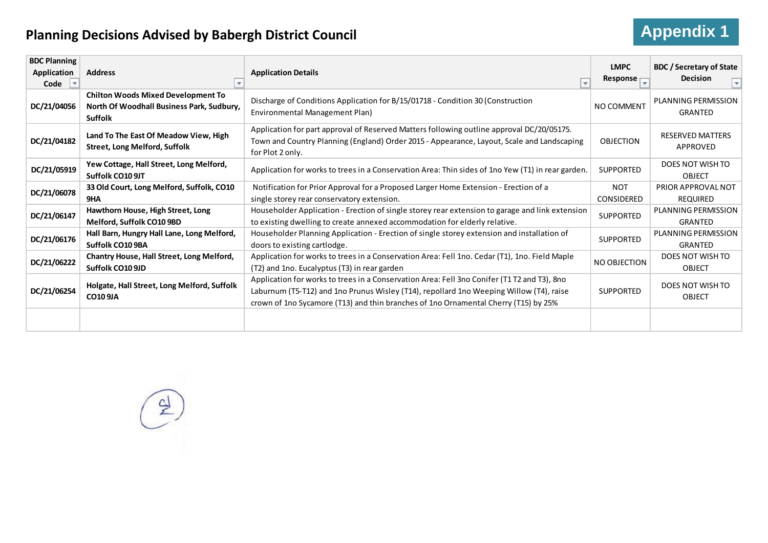# Planning Decisions Advised by Babergh District Council

**Appendix 1**

| BDC Planning Application Code | Address | Application Details | LMPC Response | BDC / Secretary of State Decision |
|---|---|---|---|---|
| **DC/21/04056** | **Chilton Woods Mixed Development To North Of Woodhall Business Park, Sudbury, Suffolk** | Discharge of Conditions Application for B/15/01718 - Condition 30 (Construction Environmental Management Plan) | NO COMMENT | PLANNING PERMISSION GRANTED |
| **DC/21/04182** | **Land To The East Of Meadow View, High Street, Long Melford, Suffolk** | Application for part approval of Reserved Matters following outline approval DC/20/05175. Town and Country Planning (England) Order 2015 - Appearance, Layout, Scale and Landscaping for Plot 2 only. | OBJECTION | RESERVED MATTERS APPROVED |
| **DC/21/05919** | **Yew Cottage, Hall Street, Long Melford, Suffolk CO10 9JT** | Application for works to trees in a Conservation Area: Thin sides of 1no Yew (T1) in rear garden. | SUPPORTED | DOES NOT WISH TO OBJECT |
| **DC/21/06078** | **33 Old Court, Long Melford, Suffolk, CO10 9HA** | Notification for Prior Approval for a Proposed Larger Home Extension - Erection of a single storey rear conservatory extension. | NOT CONSIDERED | PRIOR APPROVAL NOT REQUIRED |
| **DC/21/06147** | **Hawthorn House, High Street, Long Melford, Suffolk CO10 9BD** | Householder Application - Erection of single storey rear extension to garage and link extension to existing dwelling to create annexed accommodation for elderly relative. | SUPPORTED | PLANNING PERMISSION GRANTED |
| **DC/21/06176** | **Hall Barn, Hungry Hall Lane, Long Melford, Suffolk CO10 9BA** | Householder Planning Application - Erection of single storey extension and installation of doors to existing cartlodge. | SUPPORTED | PLANNING PERMISSION GRANTED |
| **DC/21/06222** | **Chantry House, Hall Street, Long Melford, Suffolk CO10 9JD** | Application for works to trees in a Conservation Area: Fell 1no. Cedar (T1), 1no. Field Maple (T2) and 1no. Eucalyptus (T3) in rear garden | NO OBJECTION | DOES NOT WISH TO OBJECT |
| **DC/21/06254** | **Holgate, Hall Street, Long Melford, Suffolk CO10 9JA** | Application for works to trees in a Conservation Area: Fell 3no Conifer (T1 T2 and T3), 8no Laburnum (T5-T12) and 1no Prunus Wisley (T14), repollard 1no Weeping Willow (T4), raise crown of 1no Sycamore (T13) and thin branches of 1no Ornamental Cherry (T15) by 25% | SUPPORTED | DOES NOT WISH TO OBJECT |
| | | | | |